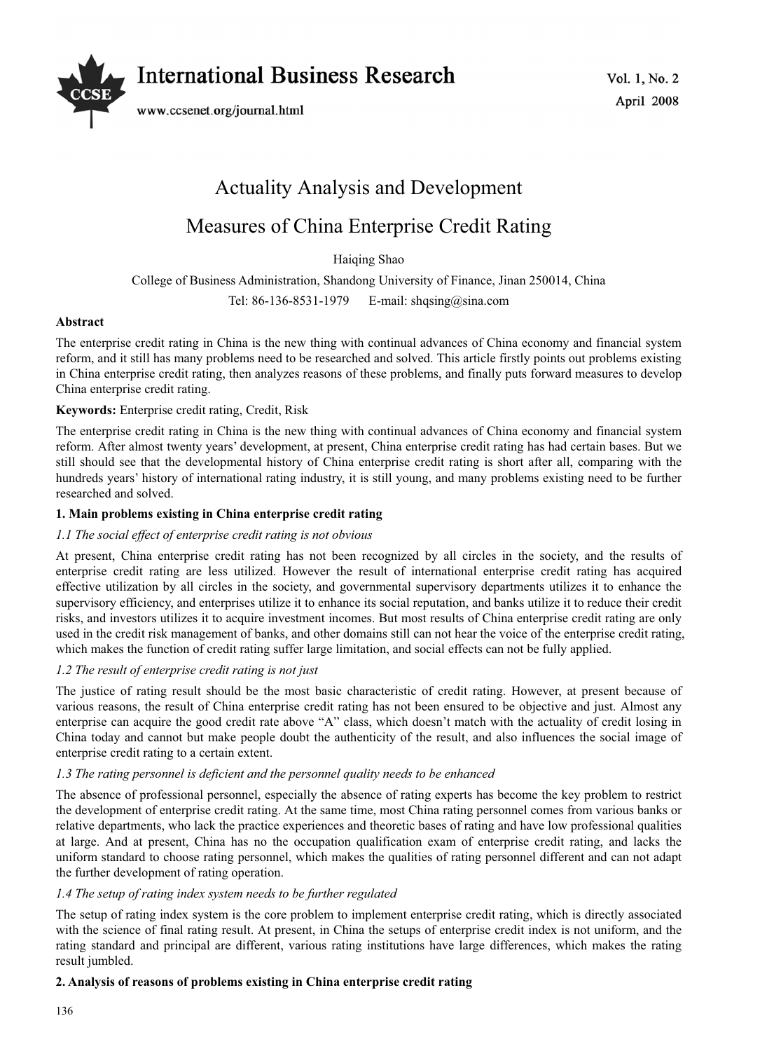# Actuality Analysis and Development Measures of China Enterprise Credit Rating

Haiqing Shao

College of Business Administration, Shandong University of Finance, Jinan 250014, China

Tel: 86-136-8531-1979 E-mail: shqsing@sina.com

**Abstract**

The enterprise credit rating in China is the new thing with continual advances of China economy and financial system reform, and it still has many problems need to be researched and solved. This article firstly points out problems existing in China enterprise credit rating, then analyzes reasons of these problems, and finally puts forward measures to develop China enterprise credit rating.

**Keywords:** Enterprise credit rating, Credit, Risk

The enterprise credit rating in China is the new thing with continual advances of China economy and financial system reform. After almost twenty years' development, at present, China enterprise credit rating has had certain bases. But we still should see that the developmental history of China enterprise credit rating is short after all, comparing with the hundreds years' history of international rating industry, it is still young, and many problems existing need to be further researched and solved.

## 1. Main problems existing in China enterprise credit rating

### *1.1 The social effect of enterprise credit rating is not obvious*

At present, China enterprise credit rating has not been recognized by all circles in the society, and the results of enterprise credit rating are less utilized. However the result of international enterprise credit rating has acquired effective utilization by all circles in the society, and governmental supervisory departments utilizes it to enhance the supervisory efficiency, and enterprises utilize it to enhance its social reputation, and banks utilize it to reduce their credit risks, and investors utilizes it to acquire investment incomes. But most results of China enterprise credit rating are only used in the credit risk management of banks, and other domains still can not hear the voice of the enterprise credit rating, which makes the function of credit rating suffer large limitation, and social effects can not be fully applied.

### *1.2 The result of enterprise credit rating is not just*

The justice of rating result should be the most basic characteristic of credit rating. However, at present because of various reasons, the result of China enterprise credit rating has not been ensured to be objective and just. Almost any enterprise can acquire the good credit rate above "A" class, which doesn't match with the actuality of credit losing in China today and cannot but make people doubt the authenticity of the result, and also influences the social image of enterprise credit rating to a certain extent.

### *1.3 The rating personnel is deficient and the personnel quality needs to be enhanced*

The absence of professional personnel, especially the absence of rating experts has become the key problem to restrict the development of enterprise credit rating. At the same time, most China rating personnel comes from various banks or relative departments, who lack the practice experiences and theoretic bases of rating and have low professional qualities at large. And at present, China has no the occupation qualification exam of enterprise credit rating, and lacks the uniform standard to choose rating personnel, which makes the qualities of rating personnel different and can not adapt the further development of rating operation.

### *1.4 The setup of rating index system needs to be further regulated*

The setup of rating index system is the core problem to implement enterprise credit rating, which is directly associated with the science of final rating result. At present, in China the setups of enterprise credit index is not uniform, and the rating standard and principal are different, various rating institutions have large differences, which makes the rating result jumbled.

## 2. Analysis of reasons of problems existing in China enterprise credit rating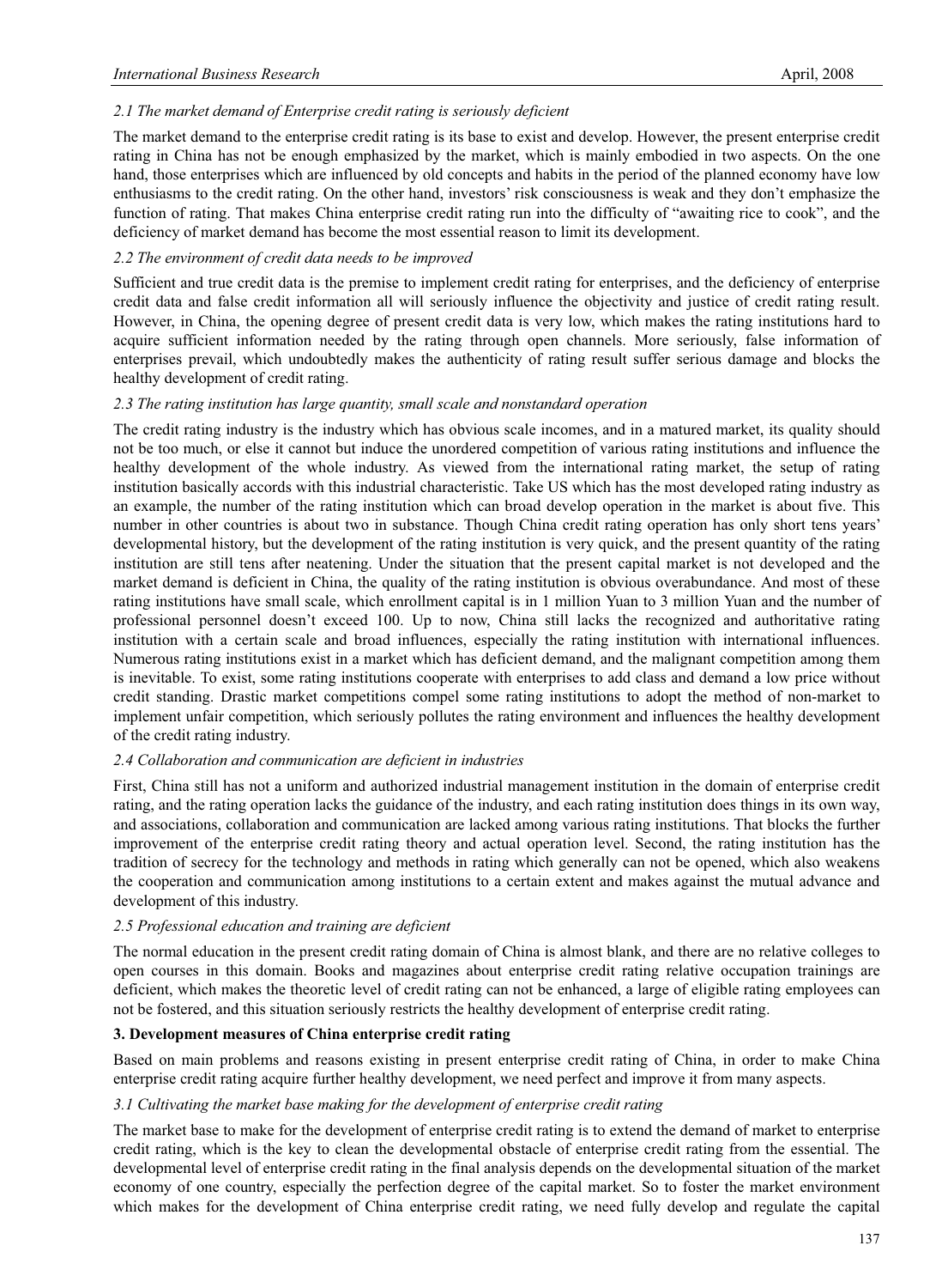### *2.1 The market demand of Enterprise credit rating is seriously deficient*

The market demand to the enterprise credit rating is its base to exist and develop. However, the present enterprise credit rating in China has not be enough emphasized by the market, which is mainly embodied in two aspects. On the one hand, those enterprises which are influenced by old concepts and habits in the period of the planned economy have low enthusiasms to the credit rating. On the other hand, investors' risk consciousness is weak and they don't emphasize the function of rating. That makes China enterprise credit rating run into the difficulty of "awaiting rice to cook", and the deficiency of market demand has become the most essential reason to limit its development.

### *2.2 The environment of credit data needs to be improved*

Sufficient and true credit data is the premise to implement credit rating for enterprises, and the deficiency of enterprise credit data and false credit information all will seriously influence the objectivity and justice of credit rating result. However, in China, the opening degree of present credit data is very low, which makes the rating institutions hard to acquire sufficient information needed by the rating through open channels. More seriously, false information of enterprises prevail, which undoubtedly makes the authenticity of rating result suffer serious damage and blocks the healthy development of credit rating.

### *2.3 The rating institution has large quantity, small scale and nonstandard operation*

The credit rating industry is the industry which has obvious scale incomes, and in a matured market, its quality should not be too much, or else it cannot but induce the unordered competition of various rating institutions and influence the healthy development of the whole industry. As viewed from the international rating market, the setup of rating institution basically accords with this industrial characteristic. Take US which has the most developed rating industry as an example, the number of the rating institution which can broad develop operation in the market is about five. This number in other countries is about two in substance. Though China credit rating operation has only short tens years' developmental history, but the development of the rating institution is very quick, and the present quantity of the rating institution are still tens after neatening. Under the situation that the present capital market is not developed and the market demand is deficient in China, the quality of the rating institution is obvious overabundance. And most of these rating institutions have small scale, which enrollment capital is in 1 million Yuan to 3 million Yuan and the number of professional personnel doesn't exceed 100. Up to now, China still lacks the recognized and authoritative rating institution with a certain scale and broad influences, especially the rating institution with international influences. Numerous rating institutions exist in a market which has deficient demand, and the malignant competition among them is inevitable. To exist, some rating institutions cooperate with enterprises to add class and demand a low price without credit standing. Drastic market competitions compel some rating institutions to adopt the method of non-market to implement unfair competition, which seriously pollutes the rating environment and influences the healthy development of the credit rating industry.

### *2.4 Collaboration and communication are deficient in industries*

First, China still has not a uniform and authorized industrial management institution in the domain of enterprise credit rating, and the rating operation lacks the guidance of the industry, and each rating institution does things in its own way, and associations, collaboration and communication are lacked among various rating institutions. That blocks the further improvement of the enterprise credit rating theory and actual operation level. Second, the rating institution has the tradition of secrecy for the technology and methods in rating which generally can not be opened, which also weakens the cooperation and communication among institutions to a certain extent and makes against the mutual advance and development of this industry.

### *2.5 Professional education and training are deficient*

The normal education in the present credit rating domain of China is almost blank, and there are no relative colleges to open courses in this domain. Books and magazines about enterprise credit rating relative occupation trainings are deficient, which makes the theoretic level of credit rating can not be enhanced, a large of eligible rating employees can not be fostered, and this situation seriously restricts the healthy development of enterprise credit rating.

## 3. Development measures of China enterprise credit rating

Based on main problems and reasons existing in present enterprise credit rating of China, in order to make China enterprise credit rating acquire further healthy development, we need perfect and improve it from many aspects.

### *3.1 Cultivating the market base making for the development of enterprise credit rating*

The market base to make for the development of enterprise credit rating is to extend the demand of market to enterprise credit rating, which is the key to clean the developmental obstacle of enterprise credit rating from the essential. The developmental level of enterprise credit rating in the final analysis depends on the developmental situation of the market economy of one country, especially the perfection degree of the capital market. So to foster the market environment which makes for the development of China enterprise credit rating, we need fully develop and regulate the capital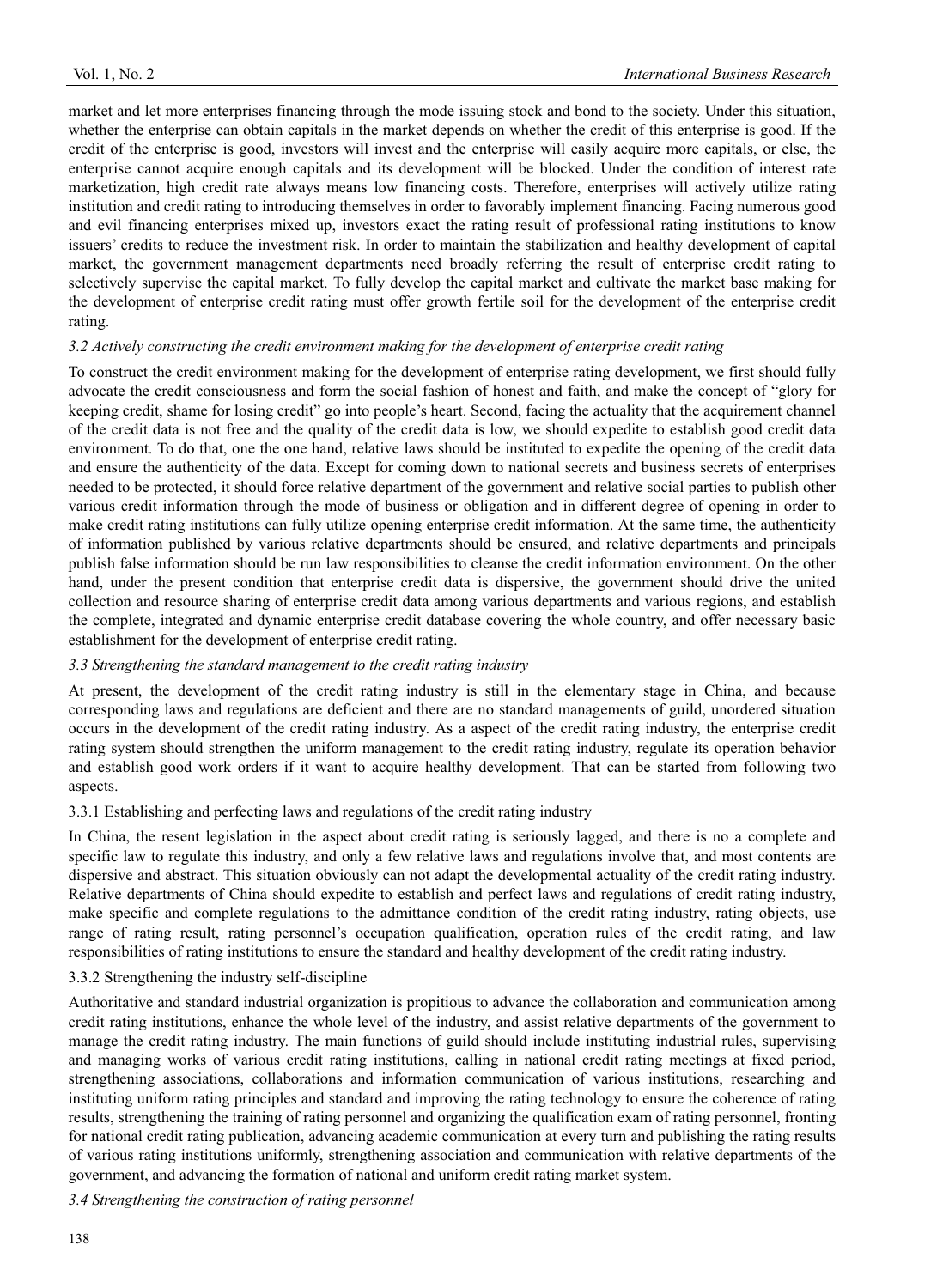market and let more enterprises financing through the mode issuing stock and bond to the society. Under this situation, whether the enterprise can obtain capitals in the market depends on whether the credit of this enterprise is good. If the credit of the enterprise is good, investors will invest and the enterprise will easily acquire more capitals, or else, the enterprise cannot acquire enough capitals and its development will be blocked. Under the condition of interest rate marketization, high credit rate always means low financing costs. Therefore, enterprises will actively utilize rating institution and credit rating to introducing themselves in order to favorably implement financing. Facing numerous good and evil financing enterprises mixed up, investors exact the rating result of professional rating institutions to know issuers' credits to reduce the investment risk. In order to maintain the stabilization and healthy development of capital market, the government management departments need broadly referring the result of enterprise credit rating to selectively supervise the capital market. To fully develop the capital market and cultivate the market base making for the development of enterprise credit rating must offer growth fertile soil for the development of the enterprise credit rating.

### *3.2 Actively constructing the credit environment making for the development of enterprise credit rating*

To construct the credit environment making for the development of enterprise rating development, we first should fully advocate the credit consciousness and form the social fashion of honest and faith, and make the concept of "glory for keeping credit, shame for losing credit" go into people's heart. Second, facing the actuality that the acquirement channel of the credit data is not free and the quality of the credit data is low, we should expedite to establish good credit data environment. To do that, one the one hand, relative laws should be instituted to expedite the opening of the credit data and ensure the authenticity of the data. Except for coming down to national secrets and business secrets of enterprises needed to be protected, it should force relative department of the government and relative social parties to publish other various credit information through the mode of business or obligation and in different degree of opening in order to make credit rating institutions can fully utilize opening enterprise credit information. At the same time, the authenticity of information published by various relative departments should be ensured, and relative departments and principals publish false information should be run law responsibilities to cleanse the credit information environment. On the other hand, under the present condition that enterprise credit data is dispersive, the government should drive the united collection and resource sharing of enterprise credit data among various departments and various regions, and establish the complete, integrated and dynamic enterprise credit database covering the whole country, and offer necessary basic establishment for the development of enterprise credit rating.

### *3.3 Strengthening the standard management to the credit rating industry*

At present, the development of the credit rating industry is still in the elementary stage in China, and because corresponding laws and regulations are deficient and there are no standard managements of guild, unordered situation occurs in the development of the credit rating industry. As a aspect of the credit rating industry, the enterprise credit rating system should strengthen the uniform management to the credit rating industry, regulate its operation behavior and establish good work orders if it want to acquire healthy development. That can be started from following two aspects.

#### 3.3.1 Establishing and perfecting laws and regulations of the credit rating industry

In China, the resent legislation in the aspect about credit rating is seriously lagged, and there is no a complete and specific law to regulate this industry, and only a few relative laws and regulations involve that, and most contents are dispersive and abstract. This situation obviously can not adapt the developmental actuality of the credit rating industry. Relative departments of China should expedite to establish and perfect laws and regulations of credit rating industry, make specific and complete regulations to the admittance condition of the credit rating industry, rating objects, use range of rating result, rating personnel's occupation qualification, operation rules of the credit rating, and law responsibilities of rating institutions to ensure the standard and healthy development of the credit rating industry.

#### 3.3.2 Strengthening the industry self-discipline

Authoritative and standard industrial organization is propitious to advance the collaboration and communication among credit rating institutions, enhance the whole level of the industry, and assist relative departments of the government to manage the credit rating industry. The main functions of guild should include instituting industrial rules, supervising and managing works of various credit rating institutions, calling in national credit rating meetings at fixed period, strengthening associations, collaborations and information communication of various institutions, researching and instituting uniform rating principles and standard and improving the rating technology to ensure the coherence of rating results, strengthening the training of rating personnel and organizing the qualification exam of rating personnel, fronting for national credit rating publication, advancing academic communication at every turn and publishing the rating results of various rating institutions uniformly, strengthening association and communication with relative departments of the government, and advancing the formation of national and uniform credit rating market system.

### *3.4 Strengthening the construction of rating personnel*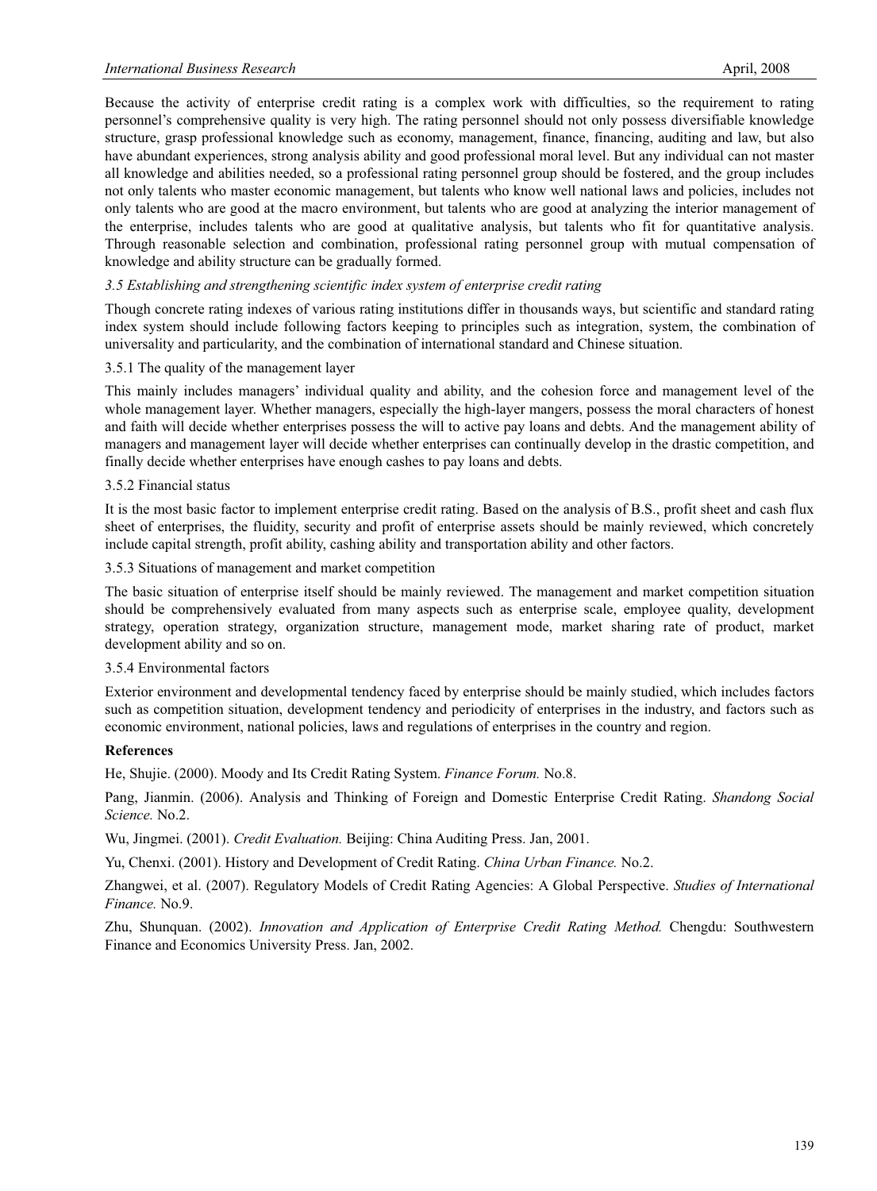Because the activity of enterprise credit rating is a complex work with difficulties, so the requirement to rating personnel's comprehensive quality is very high. The rating personnel should not only possess diversifiable knowledge structure, grasp professional knowledge such as economy, management, finance, financing, auditing and law, but also have abundant experiences, strong analysis ability and good professional moral level. But any individual can not master all knowledge and abilities needed, so a professional rating personnel group should be fostered, and the group includes not only talents who master economic management, but talents who know well national laws and policies, includes not only talents who are good at the macro environment, but talents who are good at analyzing the interior management of the enterprise, includes talents who are good at qualitative analysis, but talents who fit for quantitative analysis. Through reasonable selection and combination, professional rating personnel group with mutual compensation of knowledge and ability structure can be gradually formed.

### *3.5 Establishing and strengthening scientific index system of enterprise credit rating*

Though concrete rating indexes of various rating institutions differ in thousands ways, but scientific and standard rating index system should include following factors keeping to principles such as integration, system, the combination of universality and particularity, and the combination of international standard and Chinese situation.

#### 3.5.1 The quality of the management layer

This mainly includes managers' individual quality and ability, and the cohesion force and management level of the whole management layer. Whether managers, especially the high-layer mangers, possess the moral characters of honest and faith will decide whether enterprises possess the will to active pay loans and debts. And the management ability of managers and management layer will decide whether enterprises can continually develop in the drastic competition, and finally decide whether enterprises have enough cashes to pay loans and debts.

#### 3.5.2 Financial status

It is the most basic factor to implement enterprise credit rating. Based on the analysis of B.S., profit sheet and cash flux sheet of enterprises, the fluidity, security and profit of enterprise assets should be mainly reviewed, which concretely include capital strength, profit ability, cashing ability and transportation ability and other factors.

#### 3.5.3 Situations of management and market competition

The basic situation of enterprise itself should be mainly reviewed. The management and market competition situation should be comprehensively evaluated from many aspects such as enterprise scale, employee quality, development strategy, operation strategy, organization structure, management mode, market sharing rate of product, market development ability and so on.

#### 3.5.4 Environmental factors

Exterior environment and developmental tendency faced by enterprise should be mainly studied, which includes factors such as competition situation, development tendency and periodicity of enterprises in the industry, and factors such as economic environment, national policies, laws and regulations of enterprises in the country and region.

## References

He, Shujie. (2000). Moody and Its Credit Rating System. *Finance Forum.* No.8.

Pang, Jianmin. (2006). Analysis and Thinking of Foreign and Domestic Enterprise Credit Rating. *Shandong Social Science.* No.2.

Wu, Jingmei. (2001). *Credit Evaluation.* Beijing: China Auditing Press. Jan, 2001.

Yu, Chenxi. (2001). History and Development of Credit Rating. *China Urban Finance.* No.2.

Zhangwei, et al. (2007). Regulatory Models of Credit Rating Agencies: A Global Perspective. *Studies of International Finance.* No.9.

Zhu, Shunquan. (2002). *Innovation and Application of Enterprise Credit Rating Method.* Chengdu: Southwestern Finance and Economics University Press. Jan, 2002.